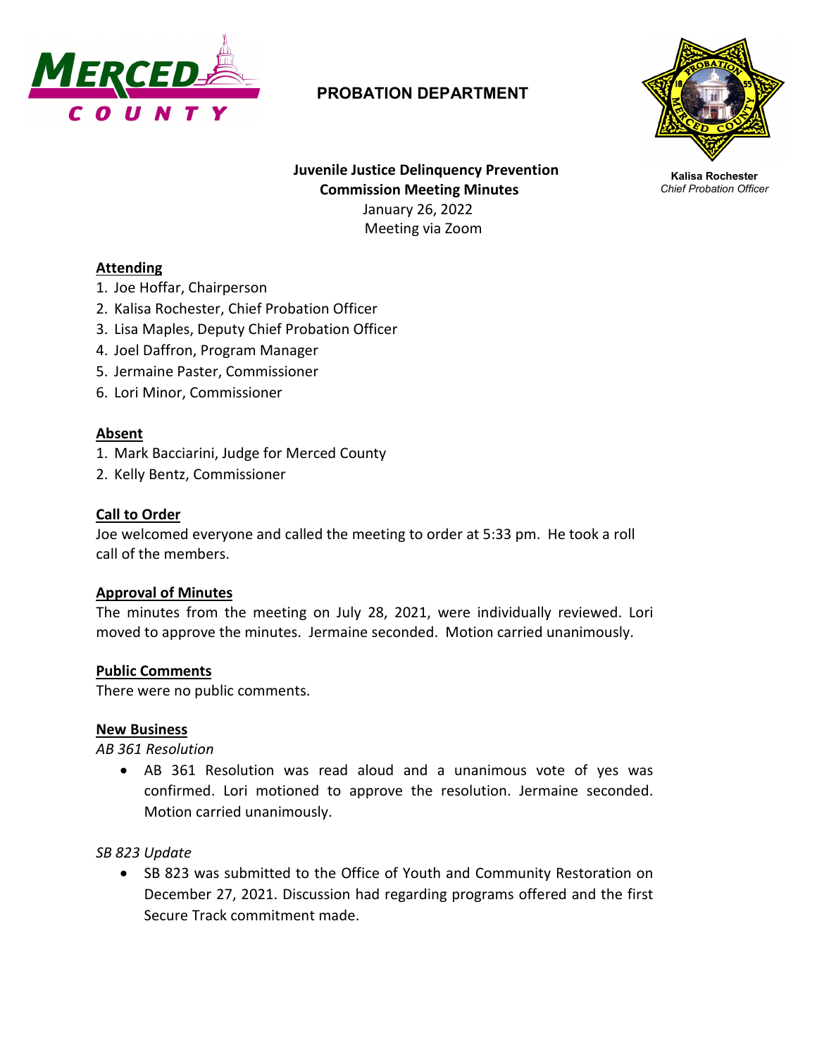MERCED COUNTY

## PROBATION DEPARTMENT

**Kalisa Rochester**
*Chief Probation Officer*

**Juvenile Justice Delinquency Prevention Commission Meeting Minutes**
January 26, 2022
Meeting via Zoom

**Attending**

1. Joe Hoffar, Chairperson
2. Kalisa Rochester, Chief Probation Officer
3. Lisa Maples, Deputy Chief Probation Officer
4. Joel Daffron, Program Manager
5. Jermaine Paster, Commissioner
6. Lori Minor, Commissioner

**Absent**

1. Mark Bacciarini, Judge for Merced County
2. Kelly Bentz, Commissioner

**Call to Order**

Joe welcomed everyone and called the meeting to order at 5:33 pm. He took a roll call of the members.

**Approval of Minutes**

The minutes from the meeting on July 28, 2021, were individually reviewed. Lori moved to approve the minutes. Jermaine seconded. Motion carried unanimously.

**Public Comments**

There were no public comments.

**New Business**

*AB 361 Resolution*

- AB 361 Resolution was read aloud and a unanimous vote of yes was confirmed. Lori motioned to approve the resolution. Jermaine seconded. Motion carried unanimously.

*SB 823 Update*

- SB 823 was submitted to the Office of Youth and Community Restoration on December 27, 2021. Discussion had regarding programs offered and the first Secure Track commitment made.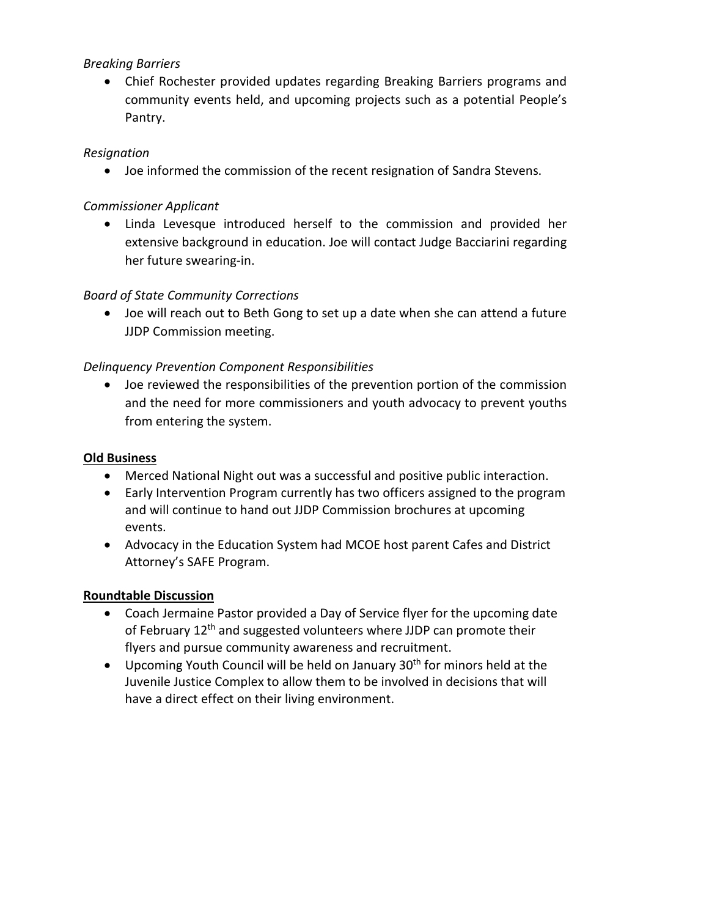*Breaking Barriers*

- Chief Rochester provided updates regarding Breaking Barriers programs and community events held, and upcoming projects such as a potential People's Pantry.

*Resignation*

- Joe informed the commission of the recent resignation of Sandra Stevens.

*Commissioner Applicant*

- Linda Levesque introduced herself to the commission and provided her extensive background in education. Joe will contact Judge Bacciarini regarding her future swearing-in.

*Board of State Community Corrections*

- Joe will reach out to Beth Gong to set up a date when she can attend a future JJDP Commission meeting.

*Delinquency Prevention Component Responsibilities*

- Joe reviewed the responsibilities of the prevention portion of the commission and the need for more commissioners and youth advocacy to prevent youths from entering the system.

**Old Business**

- Merced National Night out was a successful and positive public interaction.
- Early Intervention Program currently has two officers assigned to the program and will continue to hand out JJDP Commission brochures at upcoming events.
- Advocacy in the Education System had MCOE host parent Cafes and District Attorney's SAFE Program.

**Roundtable Discussion**

- Coach Jermaine Pastor provided a Day of Service flyer for the upcoming date of February 12th and suggested volunteers where JJDP can promote their flyers and pursue community awareness and recruitment.
- Upcoming Youth Council will be held on January 30th for minors held at the Juvenile Justice Complex to allow them to be involved in decisions that will have a direct effect on their living environment.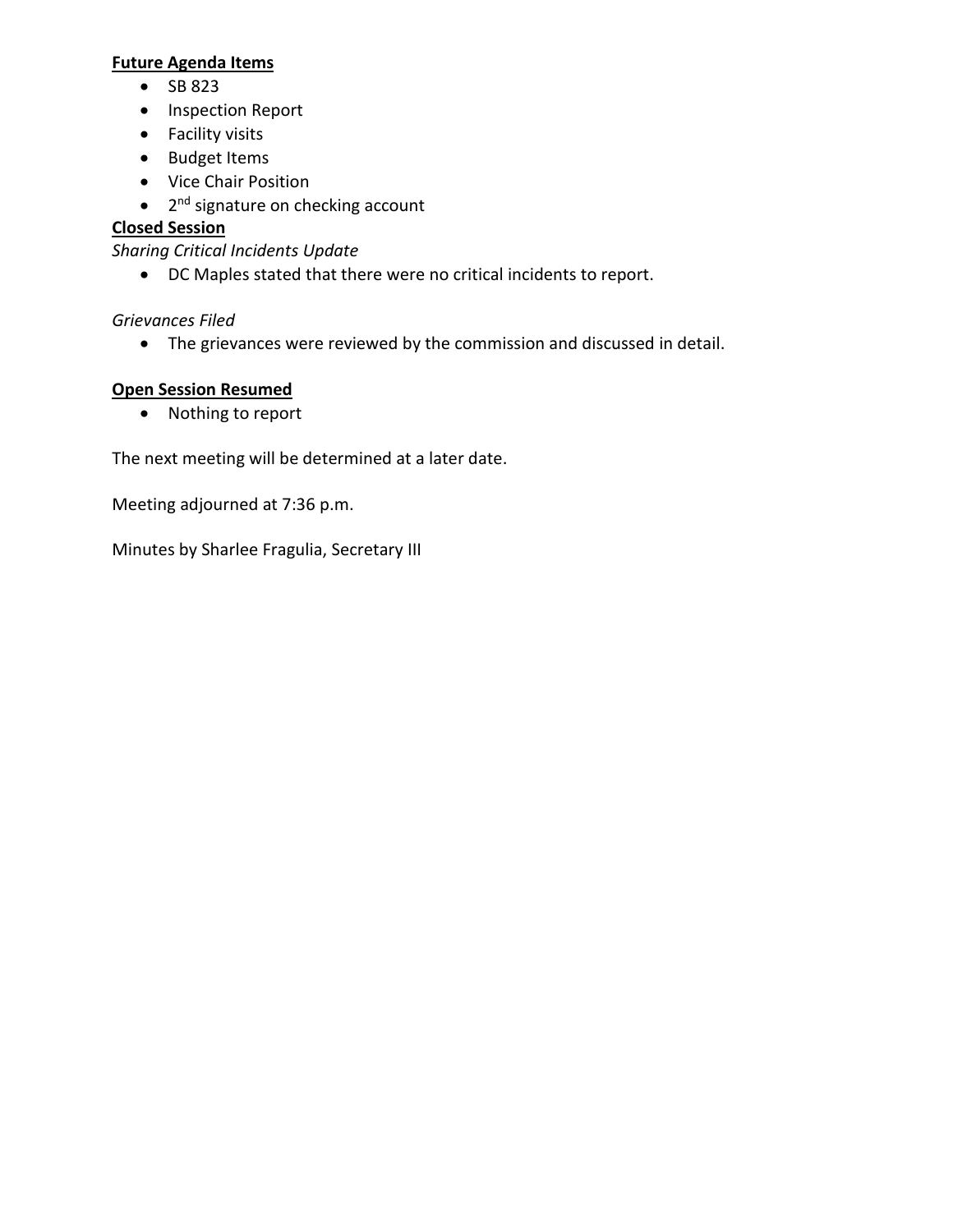**Future Agenda Items**

- SB 823
- Inspection Report
- Facility visits
- Budget Items
- Vice Chair Position
- 2nd signature on checking account

**Closed Session**

*Sharing Critical Incidents Update*

- DC Maples stated that there were no critical incidents to report.

*Grievances Filed*

- The grievances were reviewed by the commission and discussed in detail.

**Open Session Resumed**

- Nothing to report

The next meeting will be determined at a later date.

Meeting adjourned at 7:36 p.m.

Minutes by Sharlee Fragulia, Secretary III